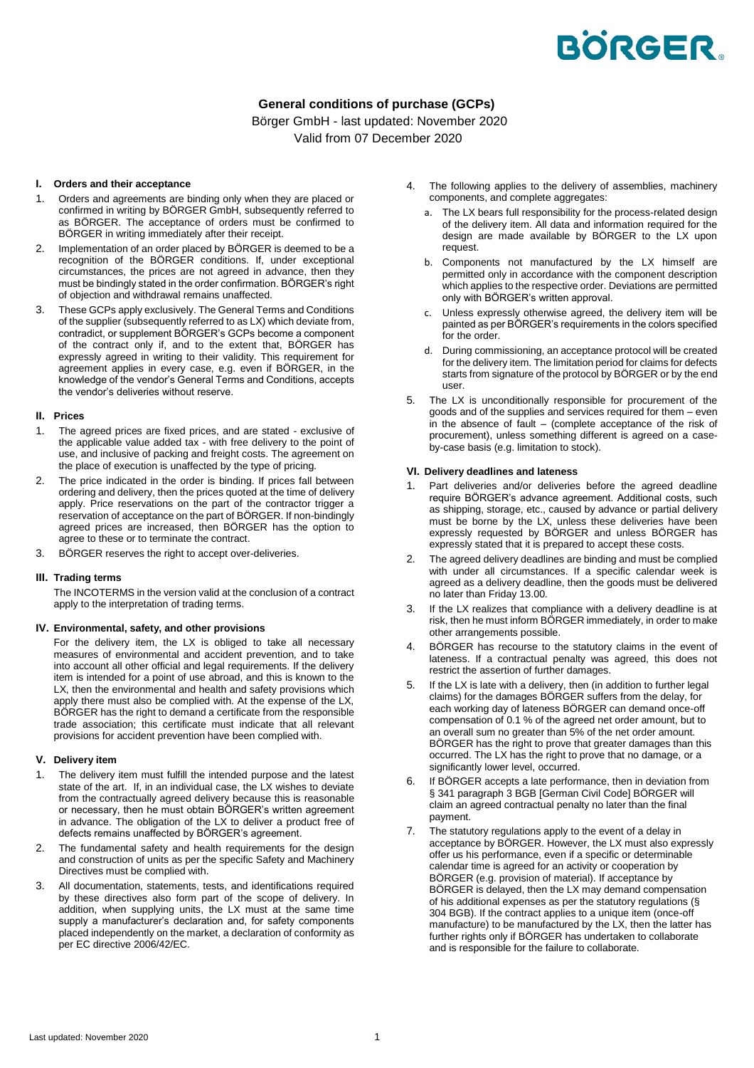# General conditions of purchase (GCPs)

Börger GmbH - last updated: November 2020

Valid from 07 December 2020

## I. Orders and their acceptance

1. Orders and agreements are binding only when they are placed or confirmed in writing by BÖRGER GmbH, subsequently referred to as BÖRGER. The acceptance of orders must be confirmed to BÖRGER in writing immediately after their receipt.
2. Implementation of an order placed by BÖRGER is deemed to be a recognition of the BÖRGER conditions. If, under exceptional circumstances, the prices are not agreed in advance, then they must be bindingly stated in the order confirmation. BÖRGER's right of objection and withdrawal remains unaffected.
3. These GCPs apply exclusively. The General Terms and Conditions of the supplier (subsequently referred to as LX) which deviate from, contradict, or supplement BÖRGER's GCPs become a component of the contract only if, and to the extent that, BÖRGER has expressly agreed in writing to their validity. This requirement for agreement applies in every case, e.g. even if BÖRGER, in the knowledge of the vendor's General Terms and Conditions, accepts the vendor's deliveries without reserve.

## II. Prices

1. The agreed prices are fixed prices, and are stated - exclusive of the applicable value added tax - with free delivery to the point of use, and inclusive of packing and freight costs. The agreement on the place of execution is unaffected by the type of pricing.
2. The price indicated in the order is binding. If prices fall between ordering and delivery, then the prices quoted at the time of delivery apply. Price reservations on the part of the contractor trigger a reservation of acceptance on the part of BÖRGER. If non-bindingly agreed prices are increased, then BÖRGER has the option to agree to these or to terminate the contract.
3. BÖRGER reserves the right to accept over-deliveries.

## III. Trading terms

The INCOTERMS in the version valid at the conclusion of a contract apply to the interpretation of trading terms.

## IV. Environmental, safety, and other provisions

For the delivery item, the LX is obliged to take all necessary measures of environmental and accident prevention, and to take into account all other official and legal requirements. If the delivery item is intended for a point of use abroad, and this is known to the LX, then the environmental and health and safety provisions which apply there must also be complied with. At the expense of the LX, BÖRGER has the right to demand a certificate from the responsible trade association; this certificate must indicate that all relevant provisions for accident prevention have been complied with.

## V. Delivery item

1. The delivery item must fulfill the intended purpose and the latest state of the art. If, in an individual case, the LX wishes to deviate from the contractually agreed delivery because this is reasonable or necessary, then he must obtain BÖRGER's written agreement in advance. The obligation of the LX to deliver a product free of defects remains unaffected by BÖRGER's agreement.
2. The fundamental safety and health requirements for the design and construction of units as per the specific Safety and Machinery Directives must be complied with.
3. All documentation, statements, tests, and identifications required by these directives also form part of the scope of delivery. In addition, when supplying units, the LX must at the same time supply a manufacturer's declaration and, for safety components placed independently on the market, a declaration of conformity as per EC directive 2006/42/EC.
4. The following applies to the delivery of assemblies, machinery components, and complete aggregates:
   a. The LX bears full responsibility for the process-related design of the delivery item. All data and information required for the design are made available by BÖRGER to the LX upon request.
   b. Components not manufactured by the LX himself are permitted only in accordance with the component description which applies to the respective order. Deviations are permitted only with BÖRGER's written approval.
   c. Unless expressly otherwise agreed, the delivery item will be painted as per BÖRGER's requirements in the colors specified for the order.
   d. During commissioning, an acceptance protocol will be created for the delivery item. The limitation period for claims for defects starts from signature of the protocol by BÖRGER or by the end user.
5. The LX is unconditionally responsible for procurement of the goods and of the supplies and services required for them – even in the absence of fault – (complete acceptance of the risk of procurement), unless something different is agreed on a case-by-case basis (e.g. limitation to stock).

## VI. Delivery deadlines and lateness

1. Part deliveries and/or deliveries before the agreed deadline require BÖRGER's advance agreement. Additional costs, such as shipping, storage, etc., caused by advance or partial delivery must be borne by the LX, unless these deliveries have been expressly requested by BÖRGER and unless BÖRGER has expressly stated that it is prepared to accept these costs.
2. The agreed delivery deadlines are binding and must be complied with under all circumstances. If a specific calendar week is agreed as a delivery deadline, then the goods must be delivered no later than Friday 13.00.
3. If the LX realizes that compliance with a delivery deadline is at risk, then he must inform BÖRGER immediately, in order to make other arrangements possible.
4. BÖRGER has recourse to the statutory claims in the event of lateness. If a contractual penalty was agreed, this does not restrict the assertion of further damages.
5. If the LX is late with a delivery, then (in addition to further legal claims) for the damages BÖRGER suffers from the delay, for each working day of lateness BÖRGER can demand once-off compensation of 0.1 % of the agreed net order amount, but to an overall sum no greater than 5% of the net order amount. BÖRGER has the right to prove that greater damages than this occurred. The LX has the right to prove that no damage, or a significantly lower level, occurred.
6. If BÖRGER accepts a late performance, then in deviation from § 341 paragraph 3 BGB [German Civil Code] BÖRGER will claim an agreed contractual penalty no later than the final payment.
7. The statutory regulations apply to the event of a delay in acceptance by BÖRGER. However, the LX must also expressly offer us his performance, even if a specific or determinable calendar time is agreed for an activity or cooperation by BÖRGER (e.g. provision of material). If acceptance by BÖRGER is delayed, then the LX may demand compensation of his additional expenses as per the statutory regulations (§ 304 BGB). If the contract applies to a unique item (once-off manufacture) to be manufactured by the LX, then the latter has further rights only if BÖRGER has undertaken to collaborate and is responsible for the failure to collaborate.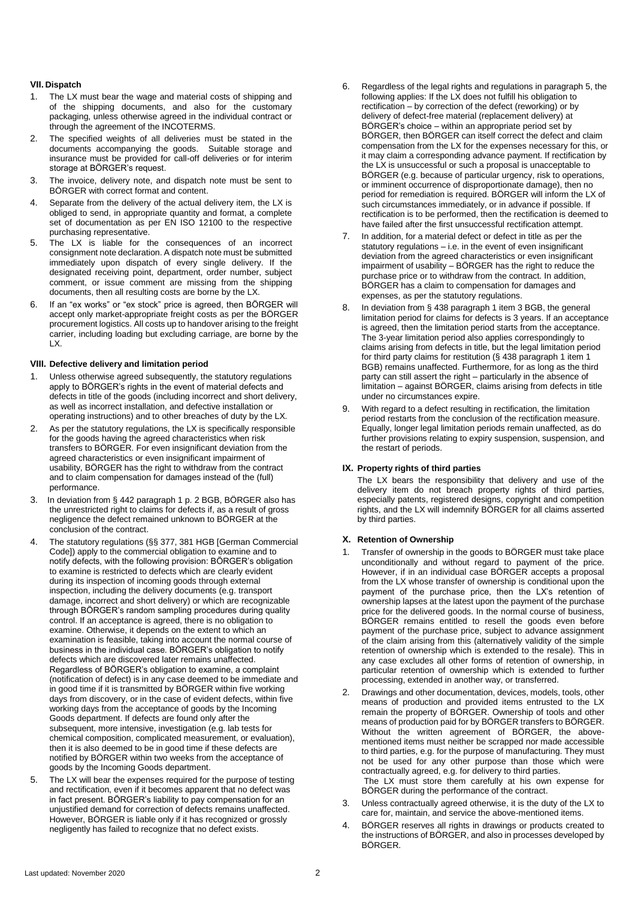## VII. Dispatch

1. The LX must bear the wage and material costs of shipping and of the shipping documents, and also for the customary packaging, unless otherwise agreed in the individual contract or through the agreement of the INCOTERMS.
2. The specified weights of all deliveries must be stated in the documents accompanying the goods. Suitable storage and insurance must be provided for call-off deliveries or for interim storage at BÖRGER's request.
3. The invoice, delivery note, and dispatch note must be sent to BÖRGER with correct format and content.
4. Separate from the delivery of the actual delivery item, the LX is obliged to send, in appropriate quantity and format, a complete set of documentation as per EN ISO 12100 to the respective purchasing representative.
5. The LX is liable for the consequences of an incorrect consignment note declaration. A dispatch note must be submitted immediately upon dispatch of every single delivery. If the designated receiving point, department, order number, subject comment, or issue comment are missing from the shipping documents, then all resulting costs are borne by the LX.
6. If an "ex works" or "ex stock" price is agreed, then BÖRGER will accept only market-appropriate freight costs as per the BÖRGER procurement logistics. All costs up to handover arising to the freight carrier, including loading but excluding carriage, are borne by the LX.

## VIII. Defective delivery and limitation period

1. Unless otherwise agreed subsequently, the statutory regulations apply to BÖRGER's rights in the event of material defects and defects in title of the goods (including incorrect and short delivery, as well as incorrect installation, and defective installation or operating instructions) and to other breaches of duty by the LX.
2. As per the statutory regulations, the LX is specifically responsible for the goods having the agreed characteristics when risk transfers to BÖRGER. For even insignificant deviation from the agreed characteristics or even insignificant impairment of usability, BÖRGER has the right to withdraw from the contract and to claim compensation for damages instead of the (full) performance.
3. In deviation from § 442 paragraph 1 p. 2 BGB, BÖRGER also has the unrestricted right to claims for defects if, as a result of gross negligence the defect remained unknown to BÖRGER at the conclusion of the contract.
4. The statutory regulations (§§ 377, 381 HGB [German Commercial Code]) apply to the commercial obligation to examine and to notify defects, with the following provision: BÖRGER's obligation to examine is restricted to defects which are clearly evident during its inspection of incoming goods through external inspection, including the delivery documents (e.g. transport damage, incorrect and short delivery) or which are recognizable through BÖRGER's random sampling procedures during quality control. If an acceptance is agreed, there is no obligation to examine. Otherwise, it depends on the extent to which an examination is feasible, taking into account the normal course of business in the individual case. BÖRGER's obligation to notify defects which are discovered later remains unaffected. Regardless of BÖRGER's obligation to examine, a complaint (notification of defect) is in any case deemed to be immediate and in good time if it is transmitted by BÖRGER within five working days from discovery, or in the case of evident defects, within five working days from the acceptance of goods by the Incoming Goods department. If defects are found only after the subsequent, more intensive, investigation (e.g. lab tests for chemical composition, complicated measurement, or evaluation), then it is also deemed to be in good time if these defects are notified by BÖRGER within two weeks from the acceptance of goods by the Incoming Goods department.
5. The LX will bear the expenses required for the purpose of testing and rectification, even if it becomes apparent that no defect was in fact present. BÖRGER's liability to pay compensation for an unjustified demand for correction of defects remains unaffected. However, BÖRGER is liable only if it has recognized or grossly negligently has failed to recognize that no defect exists.
6. Regardless of the legal rights and regulations in paragraph 5, the following applies: If the LX does not fulfill his obligation to rectification – by correction of the defect (reworking) or by delivery of defect-free material (replacement delivery) at BÖRGER's choice – within an appropriate period set by BÖRGER, then BÖRGER can itself correct the defect and claim compensation from the LX for the expenses necessary for this, or it may claim a corresponding advance payment. If rectification by the LX is unsuccessful or such a proposal is unacceptable to BÖRGER (e.g. because of particular urgency, risk to operations, or imminent occurrence of disproportionate damage), then no period for remediation is required. BÖRGER will inform the LX of such circumstances immediately, or in advance if possible. If rectification is to be performed, then the rectification is deemed to have failed after the first unsuccessful rectification attempt.
7. In addition, for a material defect or defect in title as per the statutory regulations – i.e. in the event of even insignificant deviation from the agreed characteristics or even insignificant impairment of usability – BÖRGER has the right to reduce the purchase price or to withdraw from the contract. In addition, BÖRGER has a claim to compensation for damages and expenses, as per the statutory regulations.
8. In deviation from § 438 paragraph 1 item 3 BGB, the general limitation period for claims for defects is 3 years. If an acceptance is agreed, then the limitation period starts from the acceptance. The 3-year limitation period also applies correspondingly to claims arising from defects in title, but the legal limitation period for third party claims for restitution (§ 438 paragraph 1 item 1 BGB) remains unaffected. Furthermore, for as long as the third party can still assert the right – particularly in the absence of limitation – against BÖRGER, claims arising from defects in title under no circumstances expire.
9. With regard to a defect resulting in rectification, the limitation period restarts from the conclusion of the rectification measure. Equally, longer legal limitation periods remain unaffected, as do further provisions relating to expiry suspension, suspension, and the restart of periods.

## IX. Property rights of third parties

The LX bears the responsibility that delivery and use of the delivery item do not breach property rights of third parties, especially patents, registered designs, copyright and competition rights, and the LX will indemnify BÖRGER for all claims asserted by third parties.

## X. Retention of Ownership

1. Transfer of ownership in the goods to BÖRGER must take place unconditionally and without regard to payment of the price. However, if in an individual case BÖRGER accepts a proposal from the LX whose transfer of ownership is conditional upon the payment of the purchase price, then the LX's retention of ownership lapses at the latest upon the payment of the purchase price for the delivered goods. In the normal course of business, BÖRGER remains entitled to resell the goods even before payment of the purchase price, subject to advance assignment of the claim arising from this (alternatively validity of the simple retention of ownership which is extended to the resale). This in any case excludes all other forms of retention of ownership, in particular retention of ownership which is extended to further processing, extended in another way, or transferred.
2. Drawings and other documentation, devices, models, tools, other means of production and provided items entrusted to the LX remain the property of BÖRGER. Ownership of tools and other means of production paid for by BÖRGER transfers to BÖRGER. Without the written agreement of BÖRGER, the above-mentioned items must neither be scrapped nor made accessible to third parties, e.g. for the purpose of manufacturing. They must not be used for any other purpose than those which were contractually agreed, e.g. for delivery to third parties. The LX must store them carefully at his own expense for BÖRGER during the performance of the contract.
3. Unless contractually agreed otherwise, it is the duty of the LX to care for, maintain, and service the above-mentioned items.
4. BÖRGER reserves all rights in drawings or products created to the instructions of BÖRGER, and also in processes developed by BÖRGER.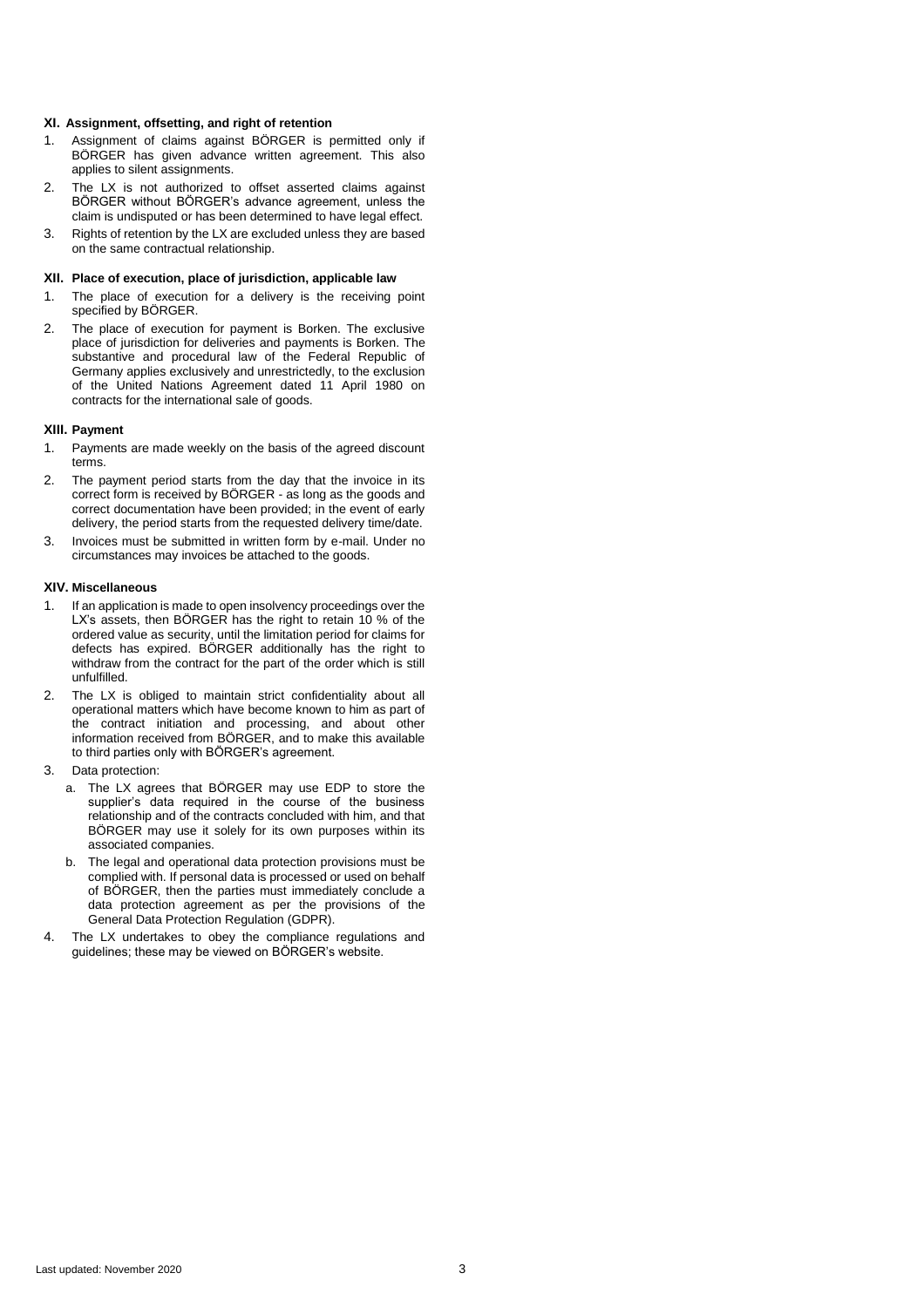### XI. Assignment, offsetting, and right of retention

1. Assignment of claims against BÖRGER is permitted only if BÖRGER has given advance written agreement. This also applies to silent assignments.
2. The LX is not authorized to offset asserted claims against BÖRGER without BÖRGER's advance agreement, unless the claim is undisputed or has been determined to have legal effect.
3. Rights of retention by the LX are excluded unless they are based on the same contractual relationship.

### XII. Place of execution, place of jurisdiction, applicable law

1. The place of execution for a delivery is the receiving point specified by BÖRGER.
2. The place of execution for payment is Borken. The exclusive place of jurisdiction for deliveries and payments is Borken. The substantive and procedural law of the Federal Republic of Germany applies exclusively and unrestrictedly, to the exclusion of the United Nations Agreement dated 11 April 1980 on contracts for the international sale of goods.

### XIII. Payment

1. Payments are made weekly on the basis of the agreed discount terms.
2. The payment period starts from the day that the invoice in its correct form is received by BÖRGER - as long as the goods and correct documentation have been provided; in the event of early delivery, the period starts from the requested delivery time/date.
3. Invoices must be submitted in written form by e-mail. Under no circumstances may invoices be attached to the goods.

### XIV. Miscellaneous

1. If an application is made to open insolvency proceedings over the LX's assets, then BÖRGER has the right to retain 10 % of the ordered value as security, until the limitation period for claims for defects has expired. BÖRGER additionally has the right to withdraw from the contract for the part of the order which is still unfulfilled.
2. The LX is obliged to maintain strict confidentiality about all operational matters which have become known to him as part of the contract initiation and processing, and about other information received from BÖRGER, and to make this available to third parties only with BÖRGER's agreement.
3. Data protection:
   a. The LX agrees that BÖRGER may use EDP to store the supplier's data required in the course of the business relationship and of the contracts concluded with him, and that BÖRGER may use it solely for its own purposes within its associated companies.
   b. The legal and operational data protection provisions must be complied with. If personal data is processed or used on behalf of BÖRGER, then the parties must immediately conclude a data protection agreement as per the provisions of the General Data Protection Regulation (GDPR).
4. The LX undertakes to obey the compliance regulations and guidelines; these may be viewed on BÖRGER's website.

Last updated: November 2020